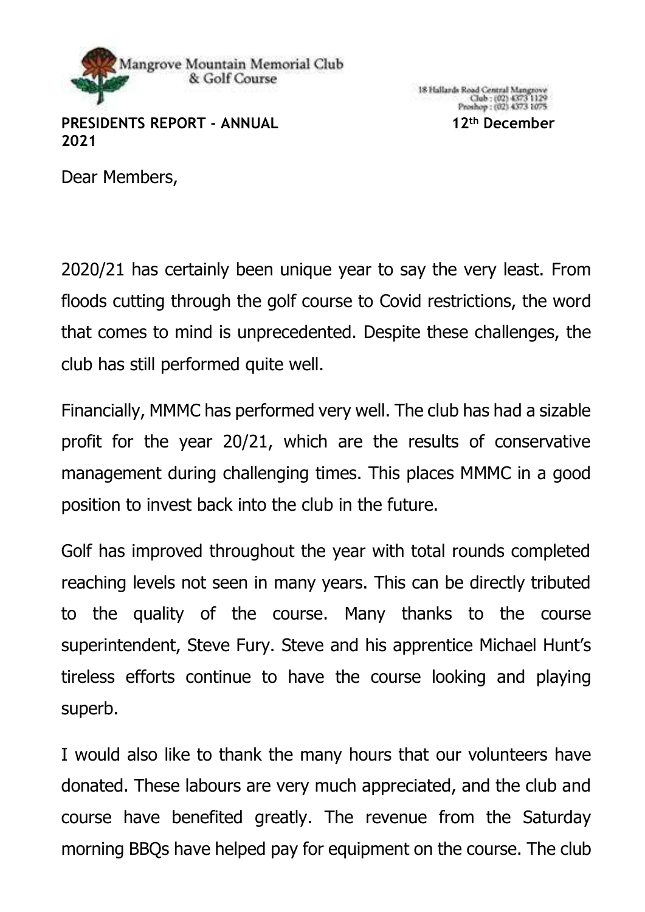Mangrove Mountain Memorial Club
& Golf Course

18 Hallards Road Central Mangrove
Club : (02) 4373 1129
Proshop : (02) 4373 1075

**PRESIDENTS REPORT - ANNUAL 2021** **12th December**

Dear Members,

2020/21 has certainly been unique year to say the very least. From floods cutting through the golf course to Covid restrictions, the word that comes to mind is unprecedented. Despite these challenges, the club has still performed quite well.

Financially, MMMC has performed very well. The club has had a sizable profit for the year 20/21, which are the results of conservative management during challenging times. This places MMMC in a good position to invest back into the club in the future.

Golf has improved throughout the year with total rounds completed reaching levels not seen in many years. This can be directly tributed to the quality of the course. Many thanks to the course superintendent, Steve Fury. Steve and his apprentice Michael Hunt's tireless efforts continue to have the course looking and playing superb.

I would also like to thank the many hours that our volunteers have donated. These labours are very much appreciated, and the club and course have benefited greatly. The revenue from the Saturday morning BBQs have helped pay for equipment on the course. The club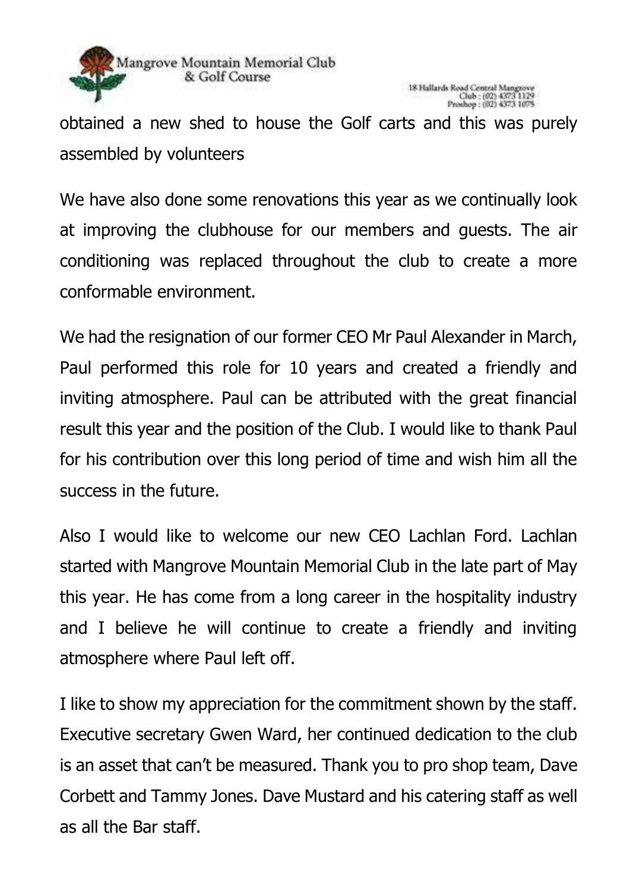obtained a new shed to house the Golf carts and this was purely assembled by volunteers

We have also done some renovations this year as we continually look at improving the clubhouse for our members and guests. The air conditioning was replaced throughout the club to create a more conformable environment.

We had the resignation of our former CEO Mr Paul Alexander in March, Paul performed this role for 10 years and created a friendly and inviting atmosphere. Paul can be attributed with the great financial result this year and the position of the Club. I would like to thank Paul for his contribution over this long period of time and wish him all the success in the future.

Also I would like to welcome our new CEO Lachlan Ford. Lachlan started with Mangrove Mountain Memorial Club in the late part of May this year. He has come from a long career in the hospitality industry and I believe he will continue to create a friendly and inviting atmosphere where Paul left off.

I like to show my appreciation for the commitment shown by the staff. Executive secretary Gwen Ward, her continued dedication to the club is an asset that can't be measured. Thank you to pro shop team, Dave Corbett and Tammy Jones. Dave Mustard and his catering staff as well as all the Bar staff.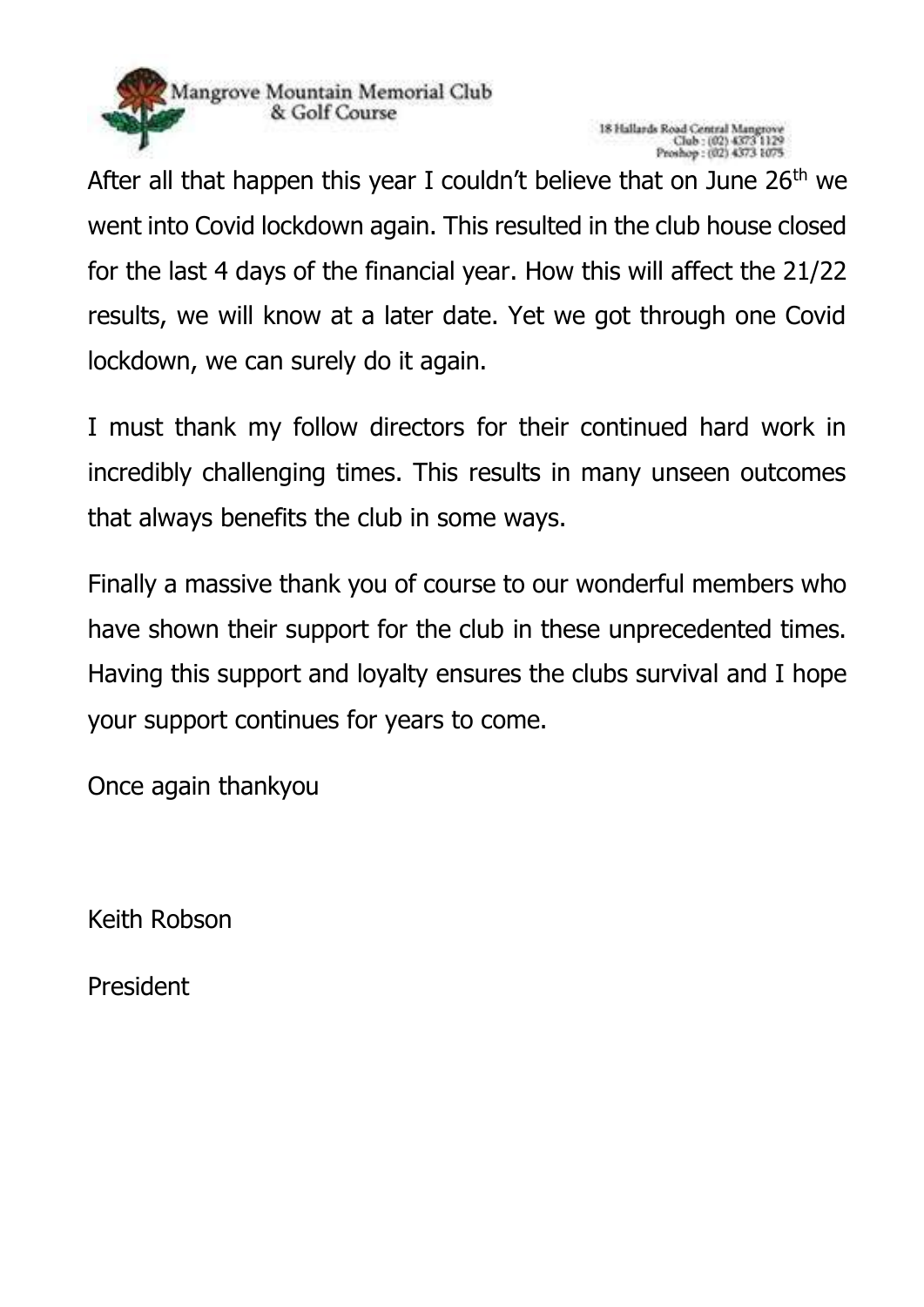After all that happen this year I couldn't believe that on June 26th we went into Covid lockdown again. This resulted in the club house closed for the last 4 days of the financial year. How this will affect the 21/22 results, we will know at a later date. Yet we got through one Covid lockdown, we can surely do it again.

I must thank my follow directors for their continued hard work in incredibly challenging times. This results in many unseen outcomes that always benefits the club in some ways.

Finally a massive thank you of course to our wonderful members who have shown their support for the club in these unprecedented times. Having this support and loyalty ensures the clubs survival and I hope your support continues for years to come.

Once again thankyou

Keith Robson

President